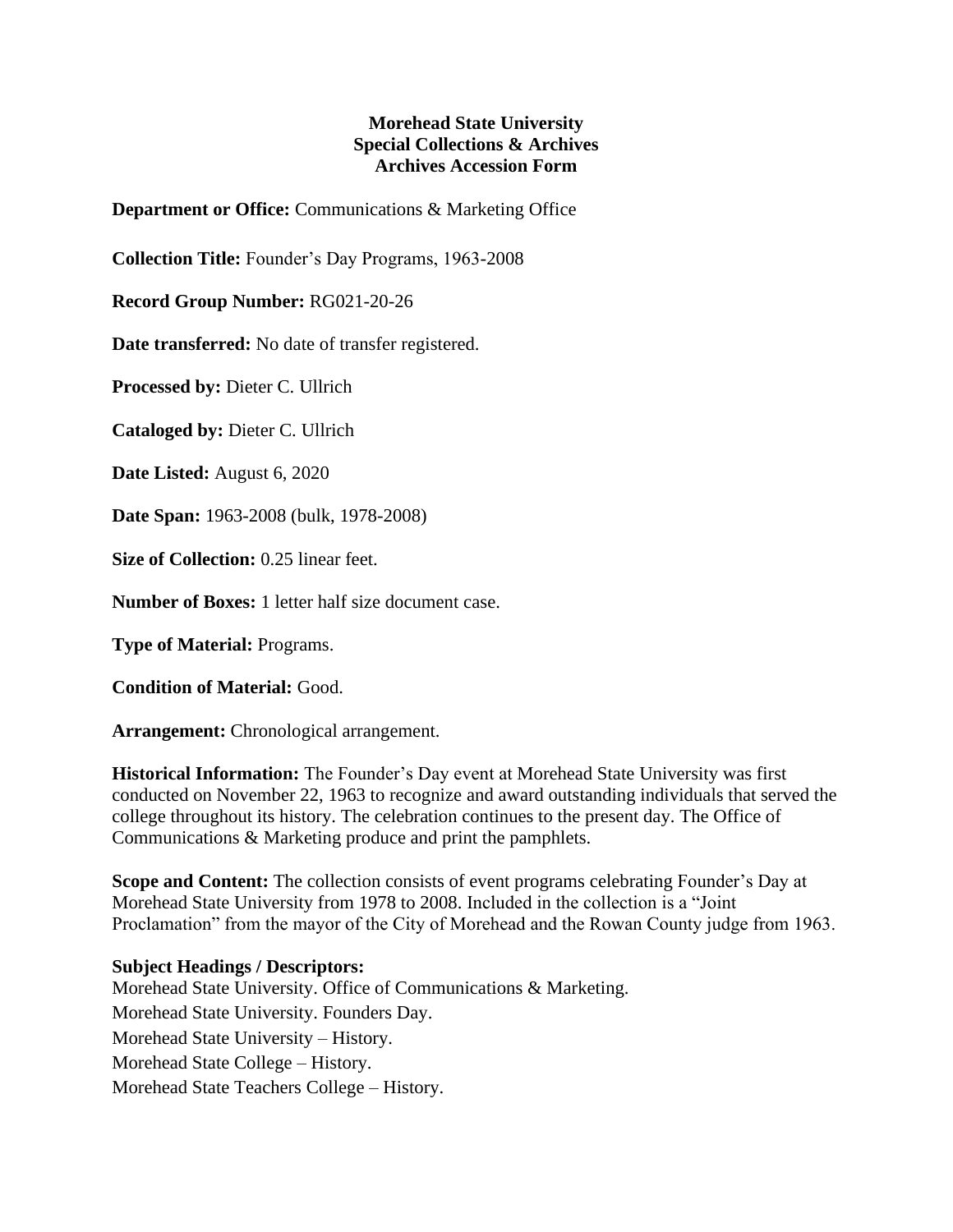**Morehead State University**
**Special Collections & Archives**
**Archives Accession Form**

**Department or Office:** Communications & Marketing Office

**Collection Title:** Founder's Day Programs, 1963-2008

**Record Group Number:** RG021-20-26

**Date transferred:** No date of transfer registered.

**Processed by:** Dieter C. Ullrich

**Cataloged by:** Dieter C. Ullrich

**Date Listed:** August 6, 2020

**Date Span:** 1963-2008 (bulk, 1978-2008)

**Size of Collection:** 0.25 linear feet.

**Number of Boxes:** 1 letter half size document case.

**Type of Material:** Programs.

**Condition of Material:** Good.

**Arrangement:** Chronological arrangement.

**Historical Information:** The Founder's Day event at Morehead State University was first conducted on November 22, 1963 to recognize and award outstanding individuals that served the college throughout its history. The celebration continues to the present day. The Office of Communications & Marketing produce and print the pamphlets.

**Scope and Content:** The collection consists of event programs celebrating Founder's Day at Morehead State University from 1978 to 2008. Included in the collection is a "Joint Proclamation" from the mayor of the City of Morehead and the Rowan County judge from 1963.

**Subject Headings / Descriptors:**
Morehead State University. Office of Communications & Marketing.
Morehead State University. Founders Day.
Morehead State University – History.
Morehead State College – History.
Morehead State Teachers College – History.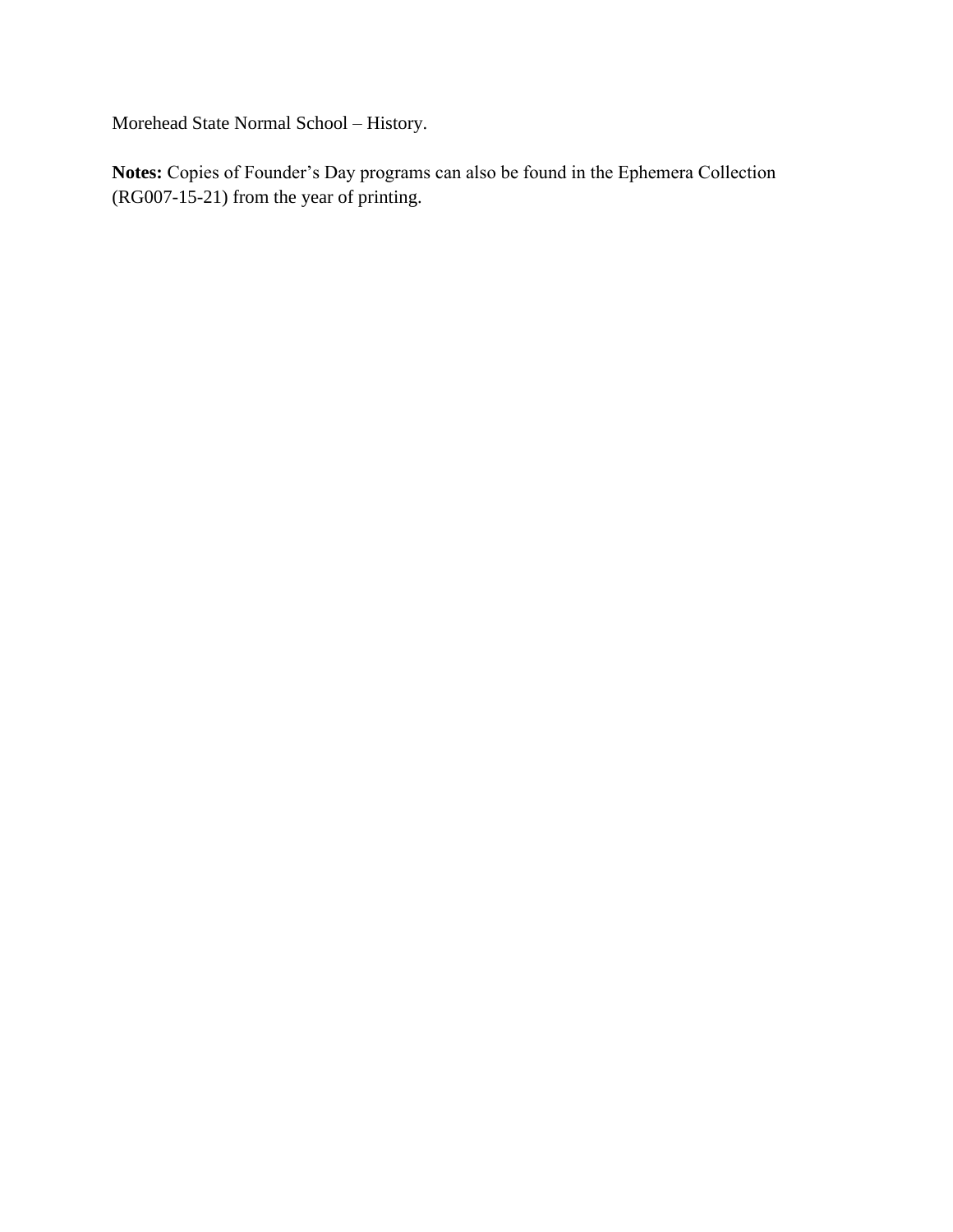Morehead State Normal School – History.

**Notes:** Copies of Founder's Day programs can also be found in the Ephemera Collection (RG007-15-21) from the year of printing.